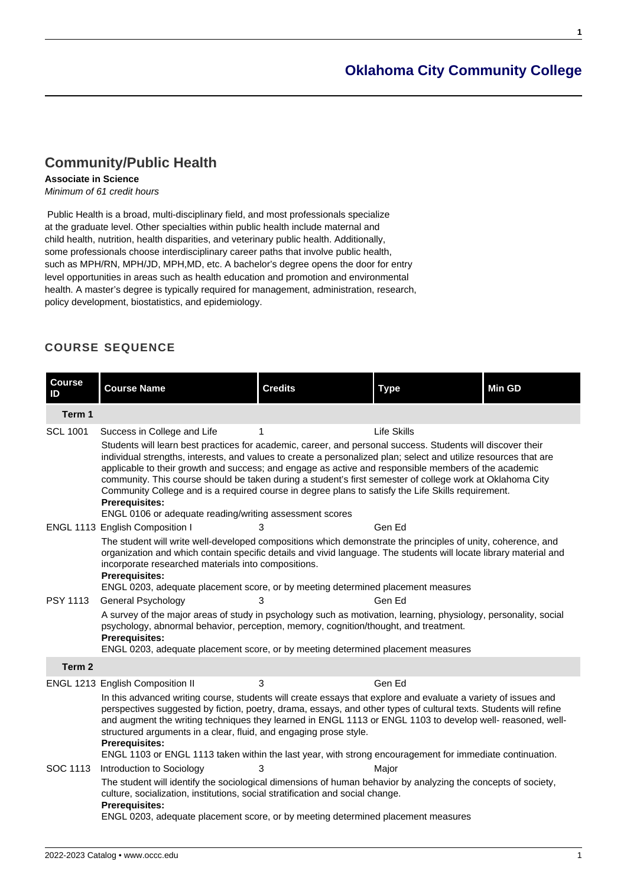## Community/Public Health

**Associate in Science**

*Minimum of 61 credit hours*

Public Health is a broad, multi-disciplinary field, and most professionals specialize at the graduate level. Other specialties within public health include maternal and child health, nutrition, health disparities, and veterinary public health. Additionally, some professionals choose interdisciplinary career paths that involve public health, such as MPH/RN, MPH/JD, MPH,MD, etc. A bachelor's degree opens the door for entry level opportunities in areas such as health education and promotion and environmental health. A master's degree is typically required for management, administration, research, policy development, biostatistics, and epidemiology.

### COURSE SEQUENCE

| Course ID | Course Name | Credits | Type | Min GD |
|---|---|---|---|---|
| **Term 1** | | | | |
| SCL 1001 | Success in College and Life | 1 | Life Skills | |
| | Students will learn best practices for academic, career, and personal success. Students will discover their individual strengths, interests, and values to create a personalized plan; select and utilize resources that are applicable to their growth and success; and engage as active and responsible members of the academic community. This course should be taken during a student's first semester of college work at Oklahoma City Community College and is a required course in degree plans to satisfy the Life Skills requirement. **Prerequisites:** ENGL 0106 or adequate reading/writing assessment scores | | | |
| ENGL 1113 | English Composition I | 3 | Gen Ed | |
| | The student will write well-developed compositions which demonstrate the principles of unity, coherence, and organization and which contain specific details and vivid language. The students will locate library material and incorporate researched materials into compositions. **Prerequisites:** ENGL 0203, adequate placement score, or by meeting determined placement measures | | | |
| PSY 1113 | General Psychology | 3 | Gen Ed | |
| | A survey of the major areas of study in psychology such as motivation, learning, physiology, personality, social psychology, abnormal behavior, perception, memory, cognition/thought, and treatment. **Prerequisites:** ENGL 0203, adequate placement score, or by meeting determined placement measures | | | |
| **Term 2** | | | | |
| ENGL 1213 | English Composition II | 3 | Gen Ed | |
| | In this advanced writing course, students will create essays that explore and evaluate a variety of issues and perspectives suggested by fiction, poetry, drama, essays, and other types of cultural texts. Students will refine and augment the writing techniques they learned in ENGL 1113 or ENGL 1103 to develop well- reasoned, well-structured arguments in a clear, fluid, and engaging prose style. **Prerequisites:** ENGL 1103 or ENGL 1113 taken within the last year, with strong encouragement for immediate continuation. | | | |
| SOC 1113 | Introduction to Sociology | 3 | Major | |
| | The student will identify the sociological dimensions of human behavior by analyzing the concepts of society, culture, socialization, institutions, social stratification and social change. **Prerequisites:** ENGL 0203, adequate placement score, or by meeting determined placement measures | | | |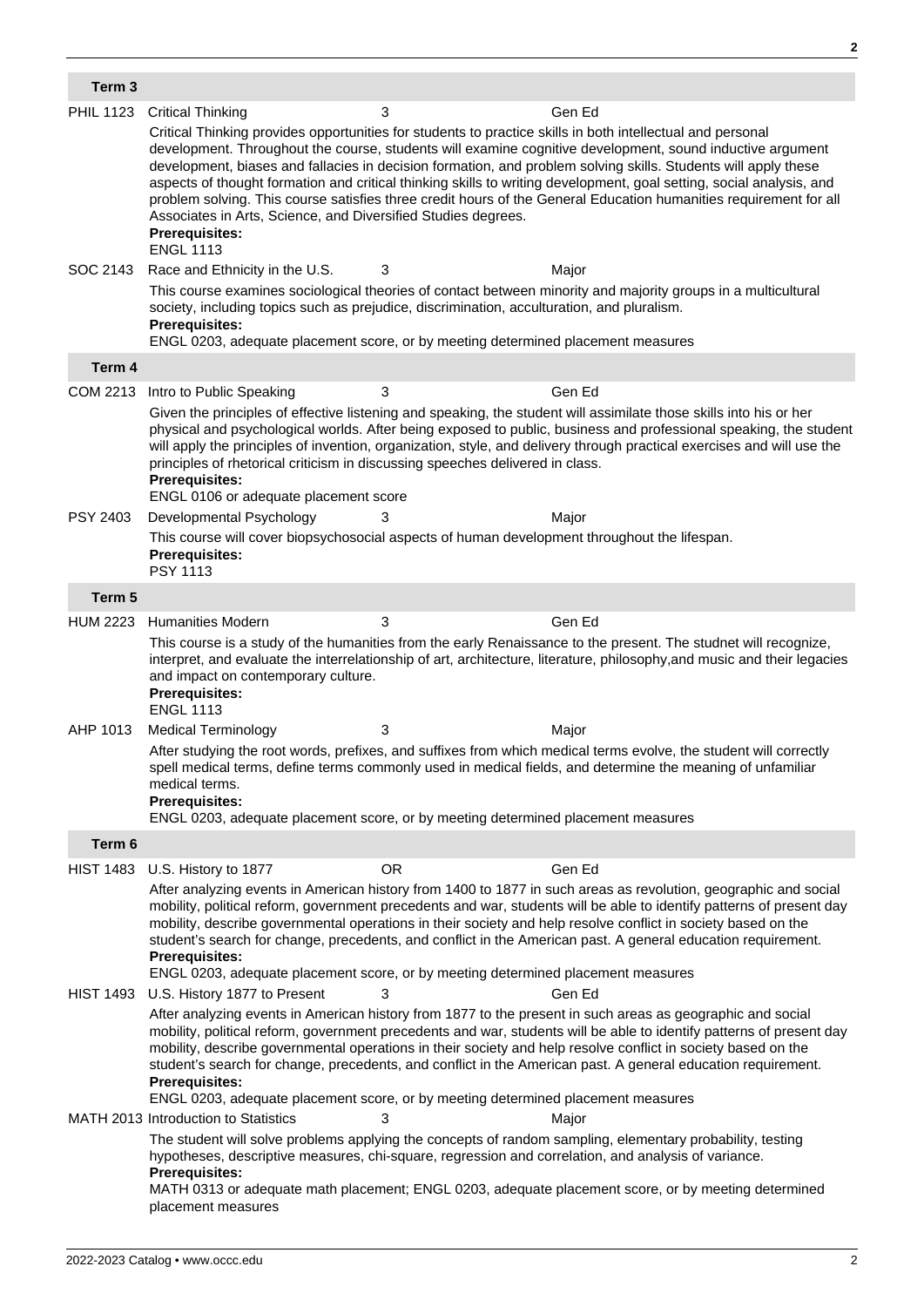## Term 3

**PHIL 1123** Critical Thinking 3 Gen Ed

Critical Thinking provides opportunities for students to practice skills in both intellectual and personal development. Throughout the course, students will examine cognitive development, sound inductive argument development, biases and fallacies in decision formation, and problem solving skills. Students will apply these aspects of thought formation and critical thinking skills to writing development, goal setting, social analysis, and problem solving. This course satisfies three credit hours of the General Education humanities requirement for all Associates in Arts, Science, and Diversified Studies degrees.

**Prerequisites:**
ENGL 1113

**SOC 2143** Race and Ethnicity in the U.S. 3 Major

This course examines sociological theories of contact between minority and majority groups in a multicultural society, including topics such as prejudice, discrimination, acculturation, and pluralism.

**Prerequisites:**
ENGL 0203, adequate placement score, or by meeting determined placement measures

## Term 4

**COM 2213** Intro to Public Speaking 3 Gen Ed

Given the principles of effective listening and speaking, the student will assimilate those skills into his or her physical and psychological worlds. After being exposed to public, business and professional speaking, the student will apply the principles of invention, organization, style, and delivery through practical exercises and will use the principles of rhetorical criticism in discussing speeches delivered in class.

**Prerequisites:**
ENGL 0106 or adequate placement score

**PSY 2403** Developmental Psychology 3 Major

This course will cover biopsychosocial aspects of human development throughout the lifespan.

**Prerequisites:**
PSY 1113

## Term 5

**HUM 2223** Humanities Modern 3 Gen Ed

This course is a study of the humanities from the early Renaissance to the present. The studnet will recognize, interpret, and evaluate the interrelationship of art, architecture, literature, philosophy,and music and their legacies and impact on contemporary culture.

**Prerequisites:**
ENGL 1113

**AHP 1013** Medical Terminology 3 Major

After studying the root words, prefixes, and suffixes from which medical terms evolve, the student will correctly spell medical terms, define terms commonly used in medical fields, and determine the meaning of unfamiliar medical terms.

**Prerequisites:**
ENGL 0203, adequate placement score, or by meeting determined placement measures

## Term 6

**HIST 1483** U.S. History to 1877 OR Gen Ed

After analyzing events in American history from 1400 to 1877 in such areas as revolution, geographic and social mobility, political reform, government precedents and war, students will be able to identify patterns of present day mobility, describe governmental operations in their society and help resolve conflict in society based on the student's search for change, precedents, and conflict in the American past. A general education requirement.

**Prerequisites:**
ENGL 0203, adequate placement score, or by meeting determined placement measures

**HIST 1493** U.S. History 1877 to Present 3 Gen Ed

After analyzing events in American history from 1877 to the present in such areas as geographic and social mobility, political reform, government precedents and war, students will be able to identify patterns of present day mobility, describe governmental operations in their society and help resolve conflict in society based on the student's search for change, precedents, and conflict in the American past. A general education requirement.

**Prerequisites:**
ENGL 0203, adequate placement score, or by meeting determined placement measures

**MATH 2013** Introduction to Statistics 3 Major

The student will solve problems applying the concepts of random sampling, elementary probability, testing hypotheses, descriptive measures, chi-square, regression and correlation, and analysis of variance.

**Prerequisites:**
MATH 0313 or adequate math placement; ENGL 0203, adequate placement score, or by meeting determined placement measures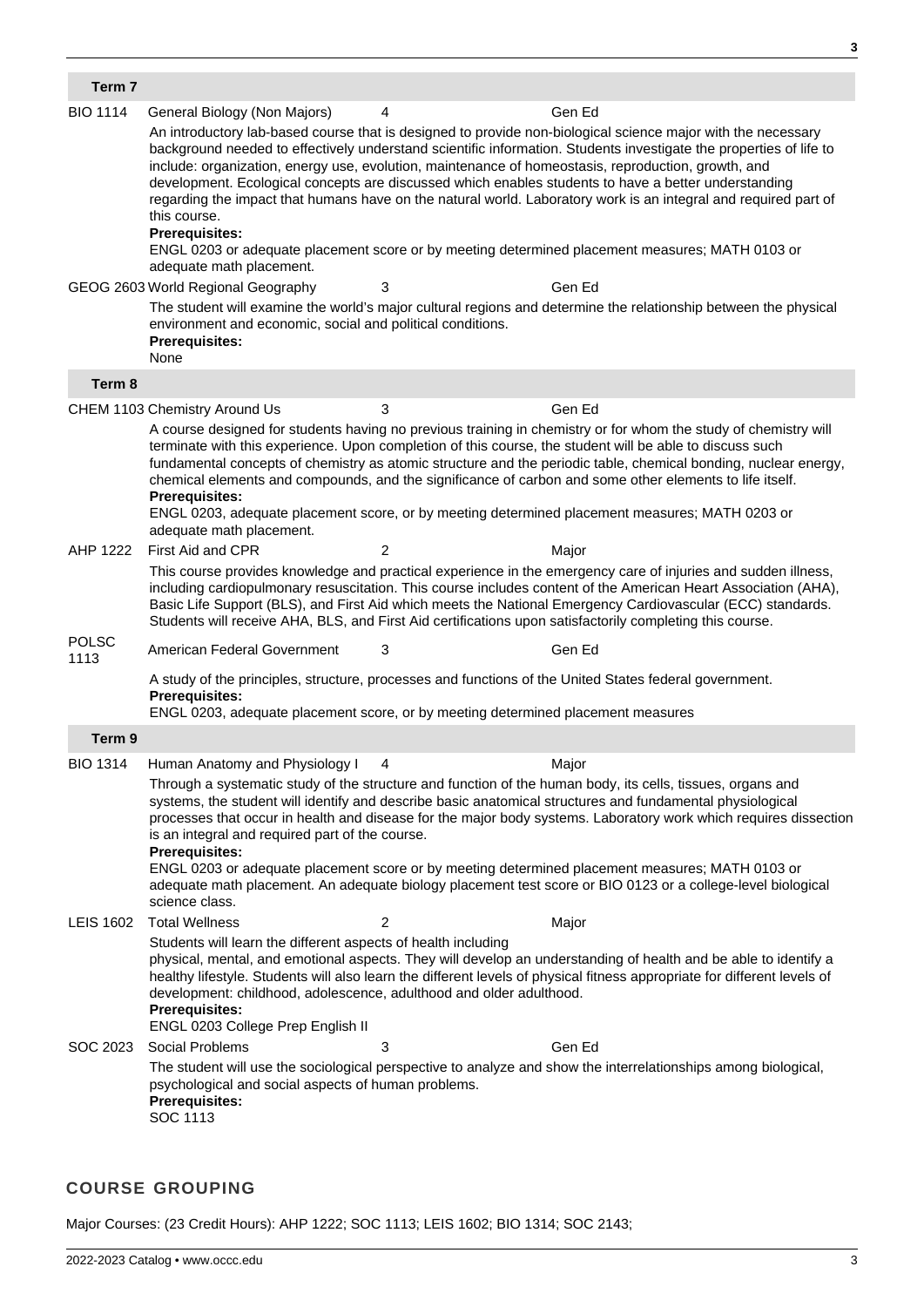### Term 7

**BIO 1114** General Biology (Non Majors) — 4 — Gen Ed

An introductory lab-based course that is designed to provide non-biological science major with the necessary background needed to effectively understand scientific information. Students investigate the properties of life to include: organization, energy use, evolution, maintenance of homeostasis, reproduction, growth, and development. Ecological concepts are discussed which enables students to have a better understanding regarding the impact that humans have on the natural world. Laboratory work is an integral and required part of this course.

**Prerequisites:**
ENGL 0203 or adequate placement score or by meeting determined placement measures; MATH 0103 or adequate math placement.

**GEOG 2603** World Regional Geography — 3 — Gen Ed

The student will examine the world's major cultural regions and determine the relationship between the physical environment and economic, social and political conditions.

**Prerequisites:**
None

### Term 8

**CHEM 1103** Chemistry Around Us — 3 — Gen Ed

A course designed for students having no previous training in chemistry or for whom the study of chemistry will terminate with this experience. Upon completion of this course, the student will be able to discuss such fundamental concepts of chemistry as atomic structure and the periodic table, chemical bonding, nuclear energy, chemical elements and compounds, and the significance of carbon and some other elements to life itself.

**Prerequisites:**
ENGL 0203, adequate placement score, or by meeting determined placement measures; MATH 0203 or adequate math placement.

**AHP 1222** First Aid and CPR — 2 — Major

This course provides knowledge and practical experience in the emergency care of injuries and sudden illness, including cardiopulmonary resuscitation. This course includes content of the American Heart Association (AHA), Basic Life Support (BLS), and First Aid which meets the National Emergency Cardiovascular (ECC) standards. Students will receive AHA, BLS, and First Aid certifications upon satisfactorily completing this course.

**POLSC 1113** American Federal Government — 3 — Gen Ed

A study of the principles, structure, processes and functions of the United States federal government.

**Prerequisites:**
ENGL 0203, adequate placement score, or by meeting determined placement measures

### Term 9

**BIO 1314** Human Anatomy and Physiology I — 4 — Major

Through a systematic study of the structure and function of the human body, its cells, tissues, organs and systems, the student will identify and describe basic anatomical structures and fundamental physiological processes that occur in health and disease for the major body systems. Laboratory work which requires dissection is an integral and required part of the course.

**Prerequisites:**
ENGL 0203 or adequate placement score or by meeting determined placement measures; MATH 0103 or adequate math placement. An adequate biology placement test score or BIO 0123 or a college-level biological science class.

**LEIS 1602** Total Wellness — 2 — Major

Students will learn the different aspects of health including physical, mental, and emotional aspects. They will develop an understanding of health and be able to identify a healthy lifestyle. Students will also learn the different levels of physical fitness appropriate for different levels of development: childhood, adolescence, adulthood and older adulthood.

**Prerequisites:**
ENGL 0203 College Prep English II

**SOC 2023** Social Problems — 3 — Gen Ed

The student will use the sociological perspective to analyze and show the interrelationships among biological, psychological and social aspects of human problems.

**Prerequisites:**
SOC 1113

## COURSE GROUPING

Major Courses: (23 Credit Hours): AHP 1222; SOC 1113; LEIS 1602; BIO 1314; SOC 2143;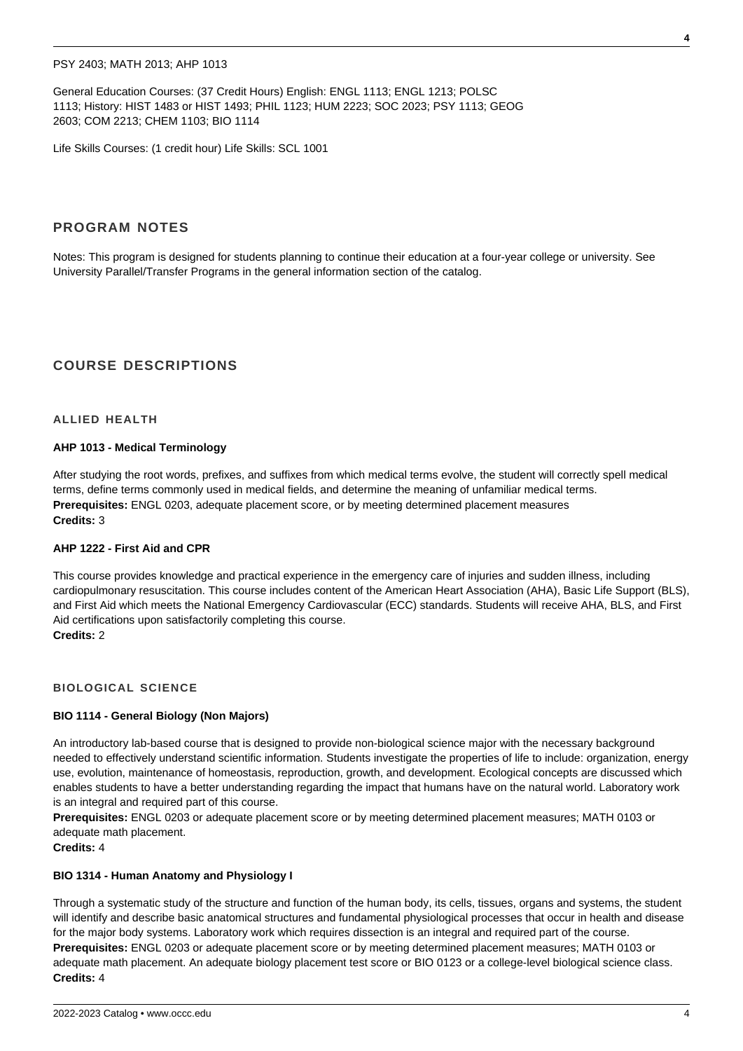PSY 2403; MATH 2013; AHP 1013

General Education Courses: (37 Credit Hours) English: ENGL 1113; ENGL 1213; POLSC 1113; History: HIST 1483 or HIST 1493; PHIL 1123; HUM 2223; SOC 2023; PSY 1113; GEOG 2603; COM 2213; CHEM 1103; BIO 1114

Life Skills Courses: (1 credit hour) Life Skills: SCL 1001

## PROGRAM NOTES

Notes: This program is designed for students planning to continue their education at a four-year college or university. See University Parallel/Transfer Programs in the general information section of the catalog.

## COURSE DESCRIPTIONS

### ALLIED HEALTH

#### AHP 1013 - Medical Terminology

After studying the root words, prefixes, and suffixes from which medical terms evolve, the student will correctly spell medical terms, define terms commonly used in medical fields, and determine the meaning of unfamiliar medical terms.
**Prerequisites:** ENGL 0203, adequate placement score, or by meeting determined placement measures
**Credits:** 3

#### AHP 1222 - First Aid and CPR

This course provides knowledge and practical experience in the emergency care of injuries and sudden illness, including cardiopulmonary resuscitation. This course includes content of the American Heart Association (AHA), Basic Life Support (BLS), and First Aid which meets the National Emergency Cardiovascular (ECC) standards. Students will receive AHA, BLS, and First Aid certifications upon satisfactorily completing this course.
**Credits:** 2

### BIOLOGICAL SCIENCE

#### BIO 1114 - General Biology (Non Majors)

An introductory lab-based course that is designed to provide non-biological science major with the necessary background needed to effectively understand scientific information. Students investigate the properties of life to include: organization, energy use, evolution, maintenance of homeostasis, reproduction, growth, and development. Ecological concepts are discussed which enables students to have a better understanding regarding the impact that humans have on the natural world. Laboratory work is an integral and required part of this course.
**Prerequisites:** ENGL 0203 or adequate placement score or by meeting determined placement measures; MATH 0103 or adequate math placement.
**Credits:** 4

#### BIO 1314 - Human Anatomy and Physiology I

Through a systematic study of the structure and function of the human body, its cells, tissues, organs and systems, the student will identify and describe basic anatomical structures and fundamental physiological processes that occur in health and disease for the major body systems. Laboratory work which requires dissection is an integral and required part of the course.
**Prerequisites:** ENGL 0203 or adequate placement score or by meeting determined placement measures; MATH 0103 or adequate math placement. An adequate biology placement test score or BIO 0123 or a college-level biological science class.
**Credits:** 4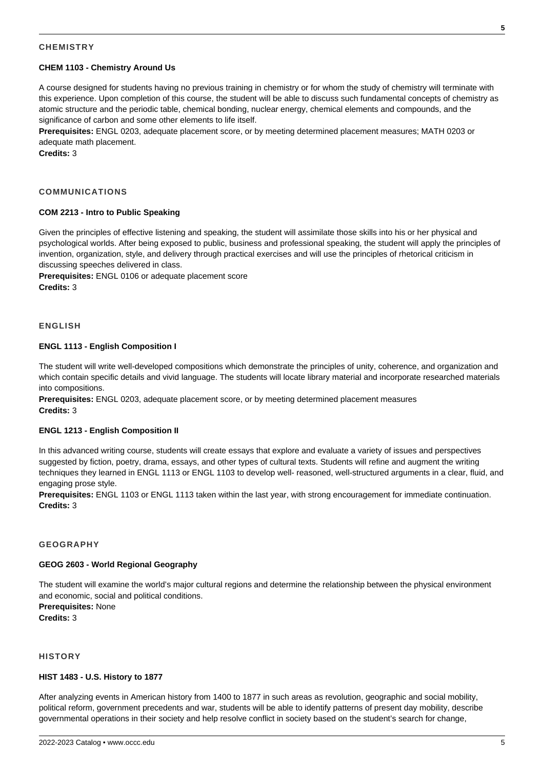## CHEMISTRY

### CHEM 1103 - Chemistry Around Us

A course designed for students having no previous training in chemistry or for whom the study of chemistry will terminate with this experience. Upon completion of this course, the student will be able to discuss such fundamental concepts of chemistry as atomic structure and the periodic table, chemical bonding, nuclear energy, chemical elements and compounds, and the significance of carbon and some other elements to life itself.

**Prerequisites:** ENGL 0203, adequate placement score, or by meeting determined placement measures; MATH 0203 or adequate math placement.

**Credits:** 3

## COMMUNICATIONS

### COM 2213 - Intro to Public Speaking

Given the principles of effective listening and speaking, the student will assimilate those skills into his or her physical and psychological worlds. After being exposed to public, business and professional speaking, the student will apply the principles of invention, organization, style, and delivery through practical exercises and will use the principles of rhetorical criticism in discussing speeches delivered in class.

**Prerequisites:** ENGL 0106 or adequate placement score

**Credits:** 3

## ENGLISH

### ENGL 1113 - English Composition I

The student will write well-developed compositions which demonstrate the principles of unity, coherence, and organization and which contain specific details and vivid language. The students will locate library material and incorporate researched materials into compositions.

**Prerequisites:** ENGL 0203, adequate placement score, or by meeting determined placement measures

**Credits:** 3

### ENGL 1213 - English Composition II

In this advanced writing course, students will create essays that explore and evaluate a variety of issues and perspectives suggested by fiction, poetry, drama, essays, and other types of cultural texts. Students will refine and augment the writing techniques they learned in ENGL 1113 or ENGL 1103 to develop well- reasoned, well-structured arguments in a clear, fluid, and engaging prose style.

**Prerequisites:** ENGL 1103 or ENGL 1113 taken within the last year, with strong encouragement for immediate continuation.

**Credits:** 3

## GEOGRAPHY

### GEOG 2603 - World Regional Geography

The student will examine the world's major cultural regions and determine the relationship between the physical environment and economic, social and political conditions.

**Prerequisites:** None

**Credits:** 3

## HISTORY

### HIST 1483 - U.S. History to 1877

After analyzing events in American history from 1400 to 1877 in such areas as revolution, geographic and social mobility, political reform, government precedents and war, students will be able to identify patterns of present day mobility, describe governmental operations in their society and help resolve conflict in society based on the student's search for change,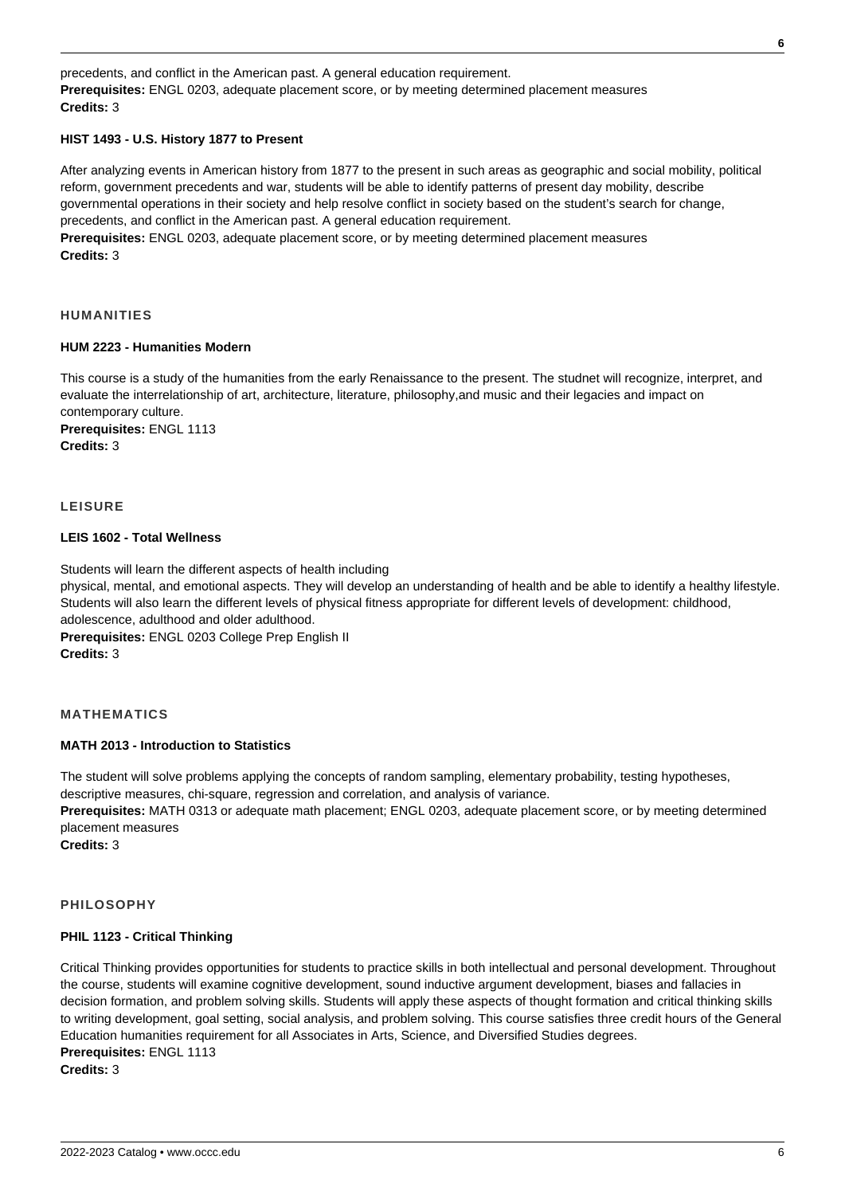precedents, and conflict in the American past. A general education requirement.
**Prerequisites:** ENGL 0203, adequate placement score, or by meeting determined placement measures
**Credits:** 3

#### HIST 1493 - U.S. History 1877 to Present

After analyzing events in American history from 1877 to the present in such areas as geographic and social mobility, political reform, government precedents and war, students will be able to identify patterns of present day mobility, describe governmental operations in their society and help resolve conflict in society based on the student's search for change, precedents, and conflict in the American past. A general education requirement.
**Prerequisites:** ENGL 0203, adequate placement score, or by meeting determined placement measures
**Credits:** 3

### HUMANITIES

#### HUM 2223 - Humanities Modern

This course is a study of the humanities from the early Renaissance to the present. The studnet will recognize, interpret, and evaluate the interrelationship of art, architecture, literature, philosophy,and music and their legacies and impact on contemporary culture.
**Prerequisites:** ENGL 1113
**Credits:** 3

### LEISURE

#### LEIS 1602 - Total Wellness

Students will learn the different aspects of health including
physical, mental, and emotional aspects. They will develop an understanding of health and be able to identify a healthy lifestyle. Students will also learn the different levels of physical fitness appropriate for different levels of development: childhood, adolescence, adulthood and older adulthood.
**Prerequisites:** ENGL 0203 College Prep English II
**Credits:** 3

### MATHEMATICS

#### MATH 2013 - Introduction to Statistics

The student will solve problems applying the concepts of random sampling, elementary probability, testing hypotheses, descriptive measures, chi-square, regression and correlation, and analysis of variance.
**Prerequisites:** MATH 0313 or adequate math placement; ENGL 0203, adequate placement score, or by meeting determined placement measures
**Credits:** 3

### PHILOSOPHY

#### PHIL 1123 - Critical Thinking

Critical Thinking provides opportunities for students to practice skills in both intellectual and personal development. Throughout the course, students will examine cognitive development, sound inductive argument development, biases and fallacies in decision formation, and problem solving skills. Students will apply these aspects of thought formation and critical thinking skills to writing development, goal setting, social analysis, and problem solving. This course satisfies three credit hours of the General Education humanities requirement for all Associates in Arts, Science, and Diversified Studies degrees.
**Prerequisites:** ENGL 1113
**Credits:** 3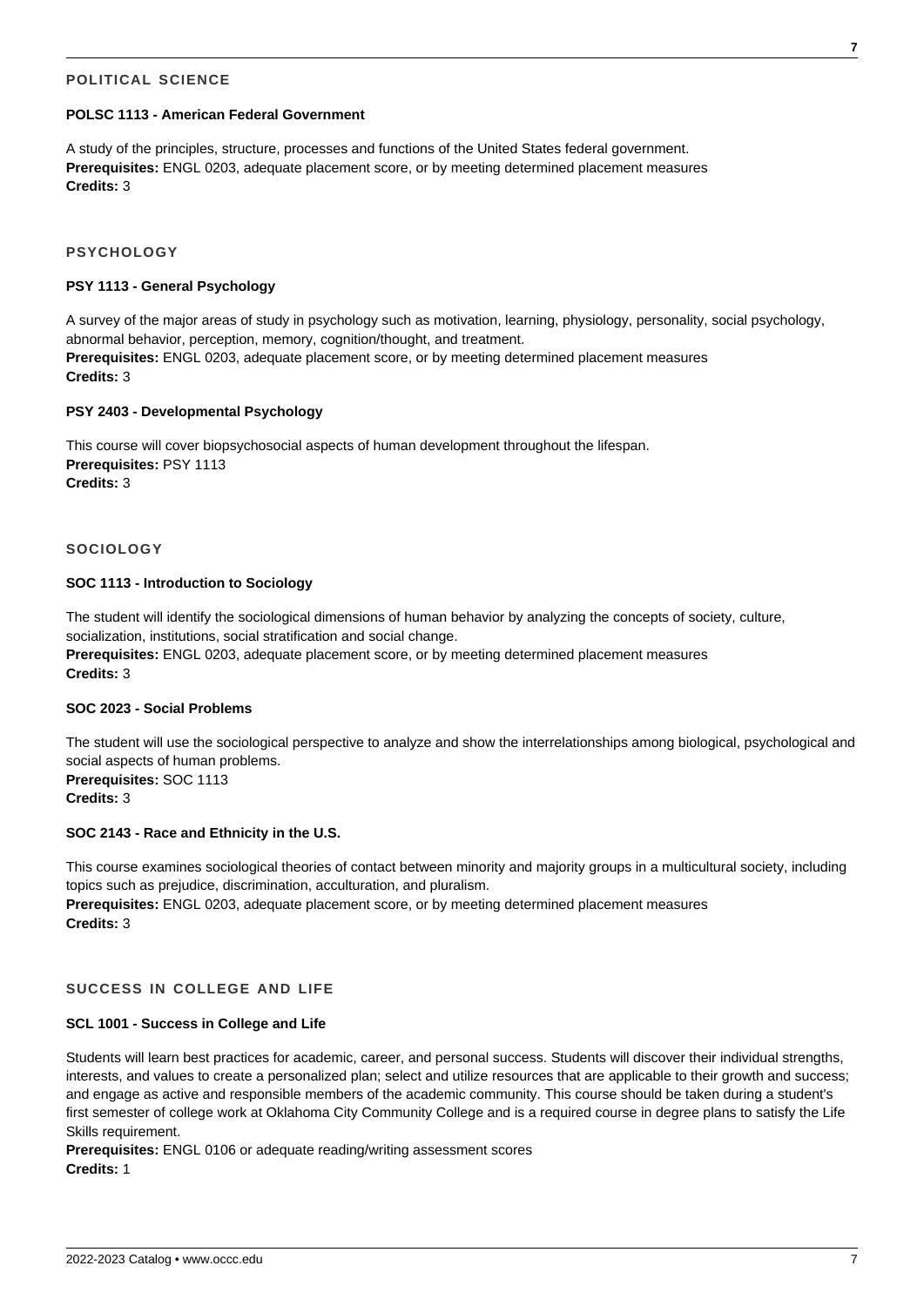## POLITICAL SCIENCE

### POLSC 1113 - American Federal Government

A study of the principles, structure, processes and functions of the United States federal government.
**Prerequisites:** ENGL 0203, adequate placement score, or by meeting determined placement measures
**Credits:** 3

## PSYCHOLOGY

### PSY 1113 - General Psychology

A survey of the major areas of study in psychology such as motivation, learning, physiology, personality, social psychology, abnormal behavior, perception, memory, cognition/thought, and treatment.
**Prerequisites:** ENGL 0203, adequate placement score, or by meeting determined placement measures
**Credits:** 3

### PSY 2403 - Developmental Psychology

This course will cover biopsychosocial aspects of human development throughout the lifespan.
**Prerequisites:** PSY 1113
**Credits:** 3

## SOCIOLOGY

### SOC 1113 - Introduction to Sociology

The student will identify the sociological dimensions of human behavior by analyzing the concepts of society, culture, socialization, institutions, social stratification and social change.
**Prerequisites:** ENGL 0203, adequate placement score, or by meeting determined placement measures
**Credits:** 3

### SOC 2023 - Social Problems

The student will use the sociological perspective to analyze and show the interrelationships among biological, psychological and social aspects of human problems.
**Prerequisites:** SOC 1113
**Credits:** 3

### SOC 2143 - Race and Ethnicity in the U.S.

This course examines sociological theories of contact between minority and majority groups in a multicultural society, including topics such as prejudice, discrimination, acculturation, and pluralism.
**Prerequisites:** ENGL 0203, adequate placement score, or by meeting determined placement measures
**Credits:** 3

## SUCCESS IN COLLEGE AND LIFE

### SCL 1001 - Success in College and Life

Students will learn best practices for academic, career, and personal success. Students will discover their individual strengths, interests, and values to create a personalized plan; select and utilize resources that are applicable to their growth and success; and engage as active and responsible members of the academic community. This course should be taken during a student's first semester of college work at Oklahoma City Community College and is a required course in degree plans to satisfy the Life Skills requirement.
**Prerequisites:** ENGL 0106 or adequate reading/writing assessment scores
**Credits:** 1